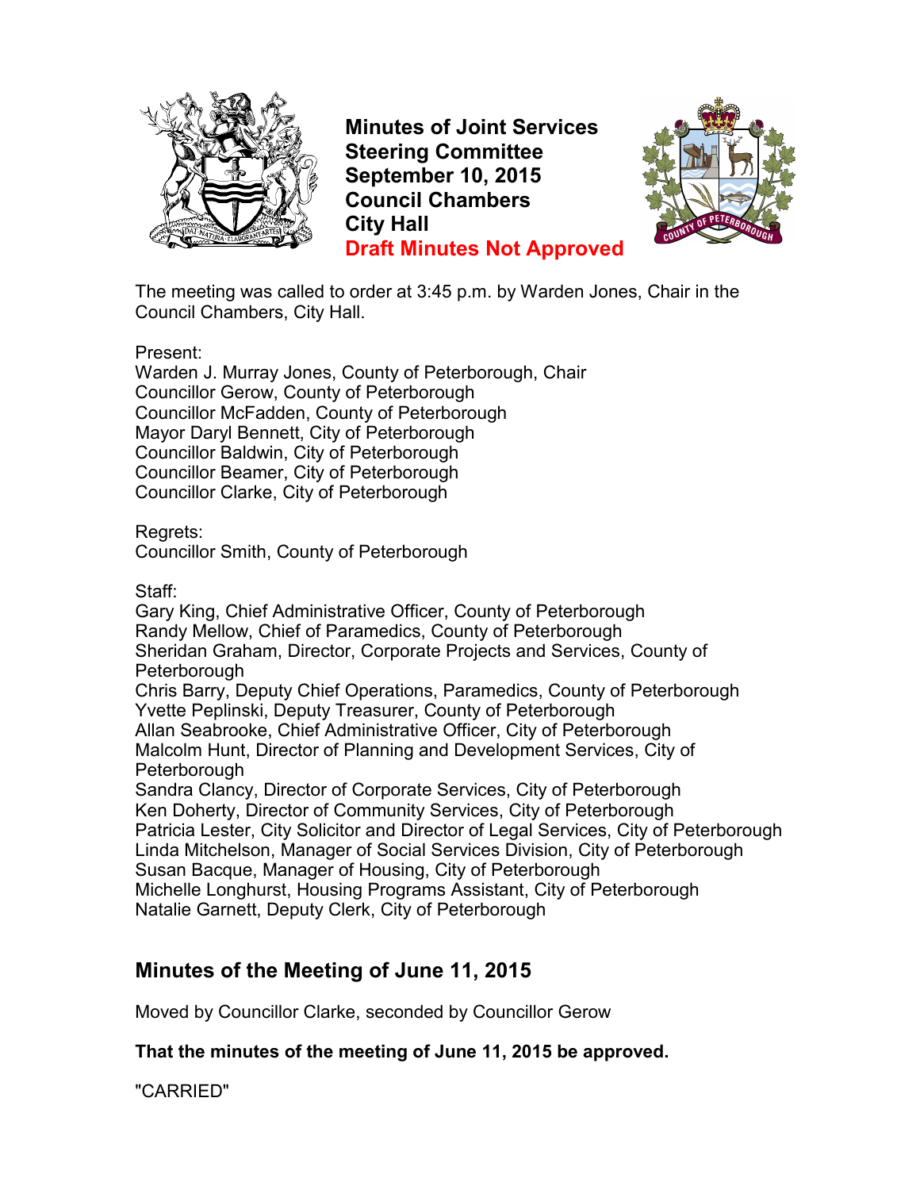# Minutes of Joint Services Steering Committee
# September 10, 2015
# Council Chambers
# City Hall
# Draft Minutes Not Approved

The meeting was called to order at 3:45 p.m. by Warden Jones, Chair in the Council Chambers, City Hall.

Present:
Warden J. Murray Jones, County of Peterborough, Chair
Councillor Gerow, County of Peterborough
Councillor McFadden, County of Peterborough
Mayor Daryl Bennett, City of Peterborough
Councillor Baldwin, City of Peterborough
Councillor Beamer, City of Peterborough
Councillor Clarke, City of Peterborough

Regrets:
Councillor Smith, County of Peterborough

Staff:
Gary King, Chief Administrative Officer, County of Peterborough
Randy Mellow, Chief of Paramedics, County of Peterborough
Sheridan Graham, Director, Corporate Projects and Services, County of Peterborough
Chris Barry, Deputy Chief Operations, Paramedics, County of Peterborough
Yvette Peplinski, Deputy Treasurer, County of Peterborough
Allan Seabrooke, Chief Administrative Officer, City of Peterborough
Malcolm Hunt, Director of Planning and Development Services, City of Peterborough
Sandra Clancy, Director of Corporate Services, City of Peterborough
Ken Doherty, Director of Community Services, City of Peterborough
Patricia Lester, City Solicitor and Director of Legal Services, City of Peterborough
Linda Mitchelson, Manager of Social Services Division, City of Peterborough
Susan Bacque, Manager of Housing, City of Peterborough
Michelle Longhurst, Housing Programs Assistant, City of Peterborough
Natalie Garnett, Deputy Clerk, City of Peterborough

## Minutes of the Meeting of June 11, 2015

Moved by Councillor Clarke, seconded by Councillor Gerow

**That the minutes of the meeting of June 11, 2015 be approved.**

"CARRIED"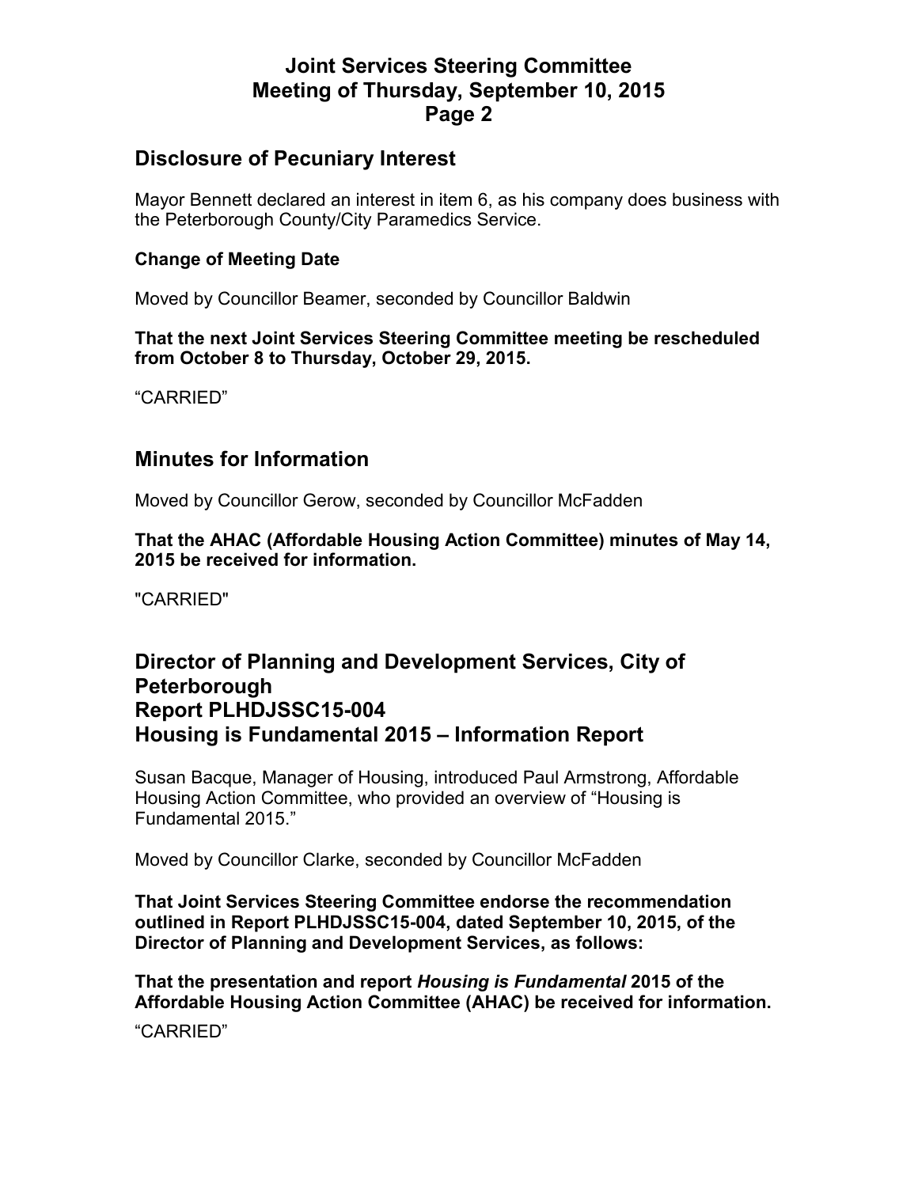## Disclosure of Pecuniary Interest

Mayor Bennett declared an interest in item 6, as his company does business with the Peterborough County/City Paramedics Service.

**Change of Meeting Date**

Moved by Councillor Beamer, seconded by Councillor Baldwin

**That the next Joint Services Steering Committee meeting be rescheduled from October 8 to Thursday, October 29, 2015.**

"CARRIED"

## Minutes for Information

Moved by Councillor Gerow, seconded by Councillor McFadden

**That the AHAC (Affordable Housing Action Committee) minutes of May 14, 2015 be received for information.**

"CARRIED"

## Director of Planning and Development Services, City of Peterborough Report PLHDJSSC15-004 Housing is Fundamental 2015 – Information Report

Susan Bacque, Manager of Housing, introduced Paul Armstrong, Affordable Housing Action Committee, who provided an overview of "Housing is Fundamental 2015."

Moved by Councillor Clarke, seconded by Councillor McFadden

**That Joint Services Steering Committee endorse the recommendation outlined in Report PLHDJSSC15-004, dated September 10, 2015, of the Director of Planning and Development Services, as follows:**

**That the presentation and report *Housing is Fundamental* 2015 of the Affordable Housing Action Committee (AHAC) be received for information.**

"CARRIED"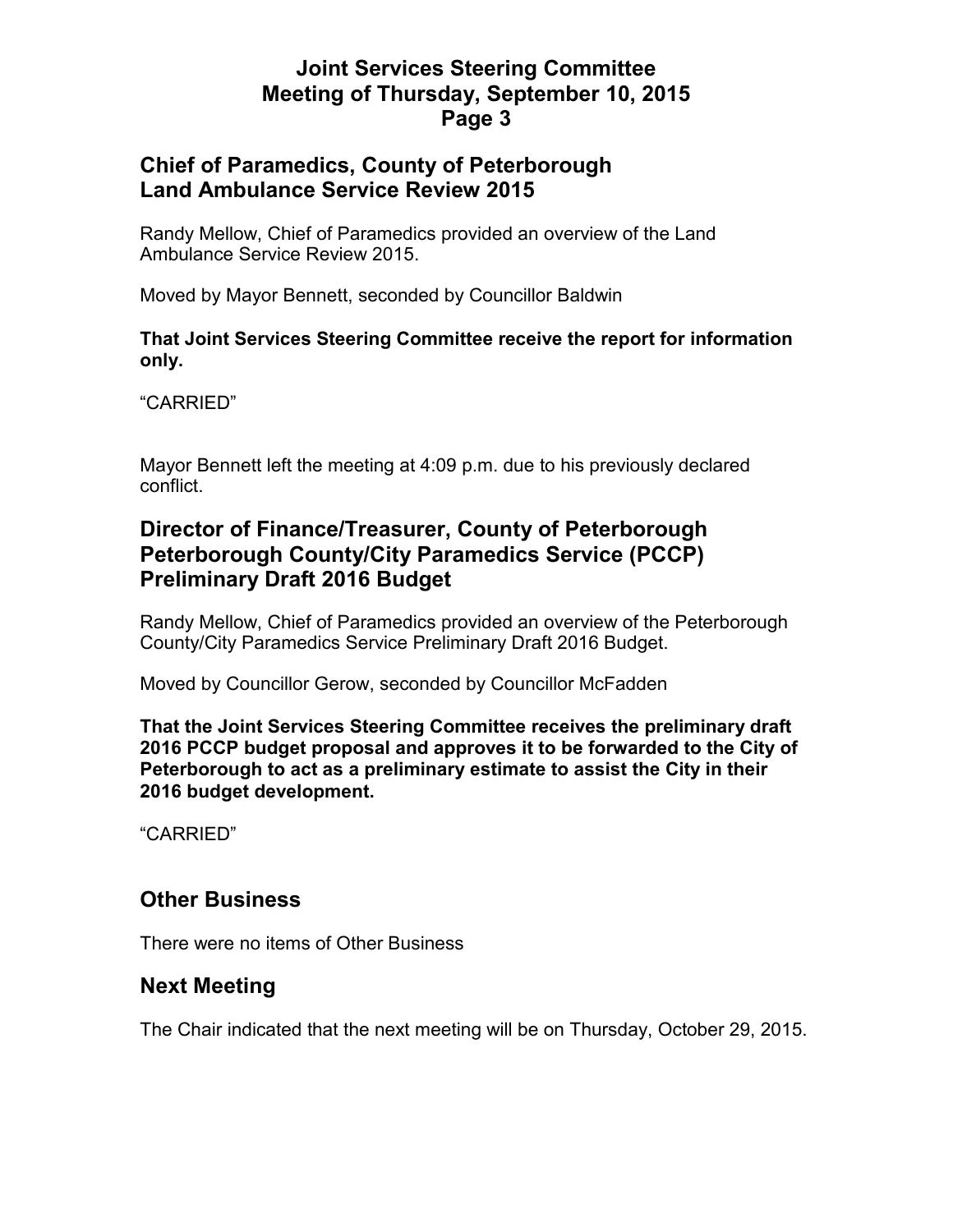## Chief of Paramedics, County of Peterborough Land Ambulance Service Review 2015

Randy Mellow, Chief of Paramedics provided an overview of the Land Ambulance Service Review 2015.

Moved by Mayor Bennett, seconded by Councillor Baldwin

**That Joint Services Steering Committee receive the report for information only.**

"CARRIED"

Mayor Bennett left the meeting at 4:09 p.m. due to his previously declared conflict.

## Director of Finance/Treasurer, County of Peterborough Peterborough County/City Paramedics Service (PCCP) Preliminary Draft 2016 Budget

Randy Mellow, Chief of Paramedics provided an overview of the Peterborough County/City Paramedics Service Preliminary Draft 2016 Budget.

Moved by Councillor Gerow, seconded by Councillor McFadden

**That the Joint Services Steering Committee receives the preliminary draft 2016 PCCP budget proposal and approves it to be forwarded to the City of Peterborough to act as a preliminary estimate to assist the City in their 2016 budget development.**

"CARRIED"

## Other Business

There were no items of Other Business

## Next Meeting

The Chair indicated that the next meeting will be on Thursday, October 29, 2015.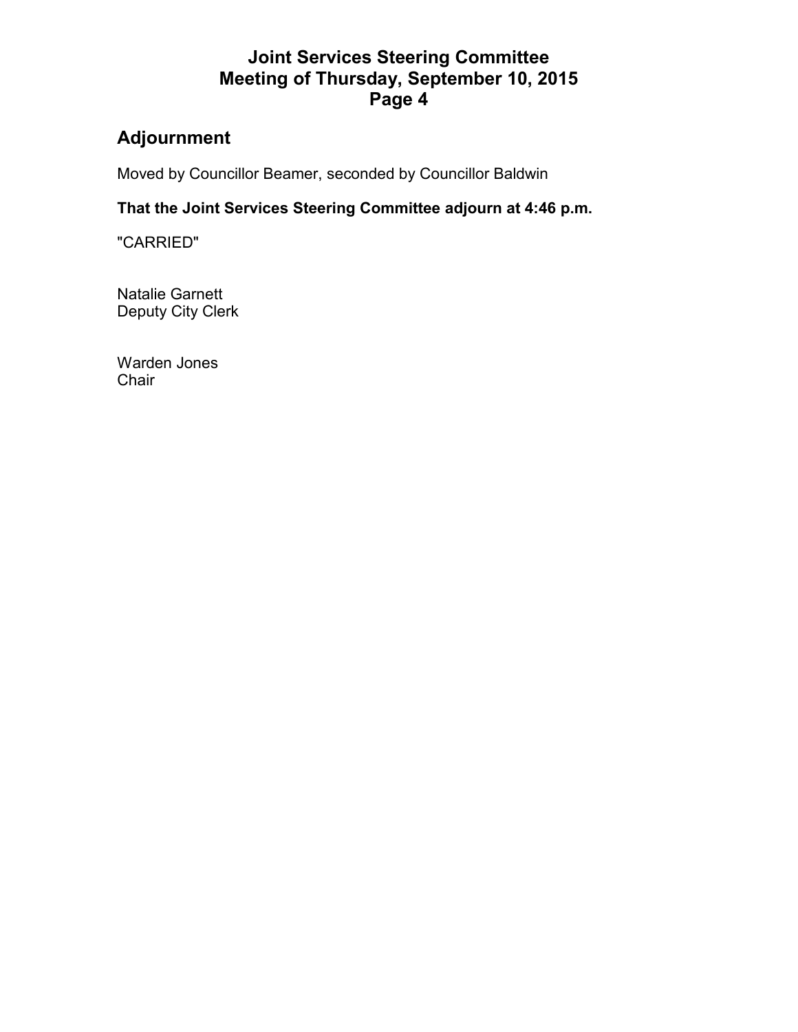## Adjournment

Moved by Councillor Beamer, seconded by Councillor Baldwin

**That the Joint Services Steering Committee adjourn at 4:46 p.m.**

"CARRIED"

Natalie Garnett
Deputy City Clerk

Warden Jones
Chair